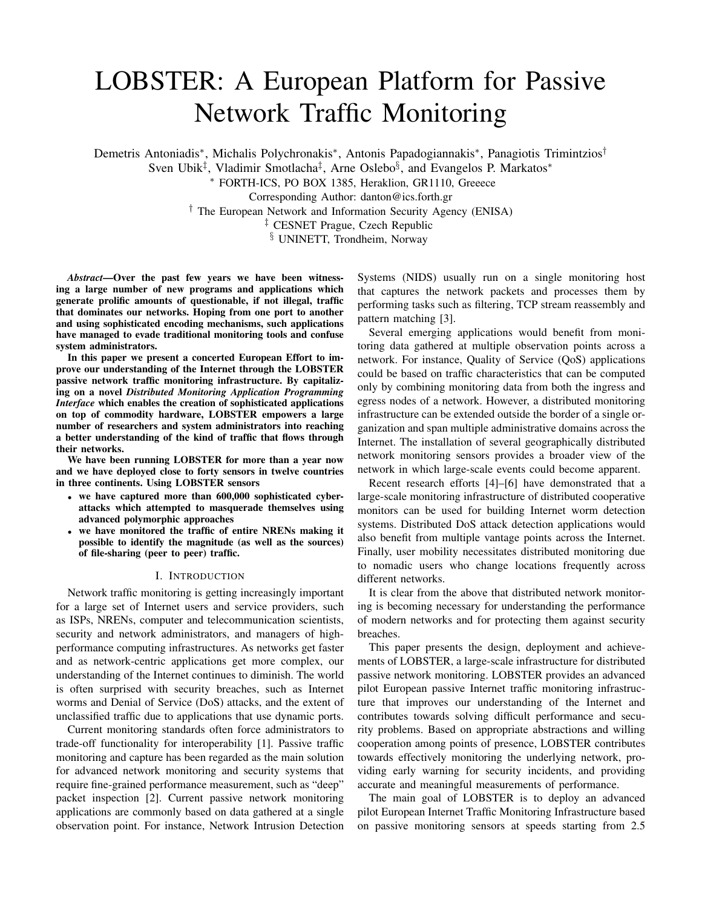# LOBSTER: A European Platform for Passive Network Traffic Monitoring

Demetris Antoniadis*, Michalis Polychronakis*, Antonis Papadogiannakis*, Panagiotis Trimintzios†
Sven Ubik‡, Vladimir Smotlacha‡, Arne Oslebo§, and Evangelos P. Markatos*

\* FORTH-ICS, PO BOX 1385, Heraklion, GR1110, Greeece
Corresponding Author: danton@ics.forth.gr
† The European Network and Information Security Agency (ENISA)
‡ CESNET Prague, Czech Republic
§ UNINETT, Trondheim, Norway

***Abstract*—Over the past few years we have been witnessing a large number of new programs and applications which generate prolific amounts of questionable, if not illegal, traffic that dominates our networks. Hoping from one port to another and using sophisticated encoding mechanisms, such applications have managed to evade traditional monitoring tools and confuse system administrators.**

**In this paper we present a concerted European Effort to improve our understanding of the Internet through the LOBSTER passive network traffic monitoring infrastructure. By capitalizing on a novel *Distributed Monitoring Application Programming Interface* which enables the creation of sophisticated applications on top of commodity hardware, LOBSTER empowers a large number of researchers and system administrators into reaching a better understanding of the kind of traffic that flows through their networks.**

**We have been running LOBSTER for more than a year now and we have deployed close to forty sensors in twelve countries in three continents. Using LOBSTER sensors**

- **we have captured more than 600,000 sophisticated cyber-attacks which attempted to masquerade themselves using advanced polymorphic approaches**
- **we have monitored the traffic of entire NRENs making it possible to identify the magnitude (as well as the sources) of file-sharing (peer to peer) traffic.**

## I. Introduction

Network traffic monitoring is getting increasingly important for a large set of Internet users and service providers, such as ISPs, NRENs, computer and telecommunication scientists, security and network administrators, and managers of high-performance computing infrastructures. As networks get faster and as network-centric applications get more complex, our understanding of the Internet continues to diminish. The world is often surprised with security breaches, such as Internet worms and Denial of Service (DoS) attacks, and the extent of unclassified traffic due to applications that use dynamic ports.

Current monitoring standards often force administrators to trade-off functionality for interoperability [1]. Passive traffic monitoring and capture has been regarded as the main solution for advanced network monitoring and security systems that require fine-grained performance measurement, such as "deep" packet inspection [2]. Current passive network monitoring applications are commonly based on data gathered at a single observation point. For instance, Network Intrusion Detection Systems (NIDS) usually run on a single monitoring host that captures the network packets and processes them by performing tasks such as filtering, TCP stream reassembly and pattern matching [3].

Several emerging applications would benefit from monitoring data gathered at multiple observation points across a network. For instance, Quality of Service (QoS) applications could be based on traffic characteristics that can be computed only by combining monitoring data from both the ingress and egress nodes of a network. However, a distributed monitoring infrastructure can be extended outside the border of a single organization and span multiple administrative domains across the Internet. The installation of several geographically distributed network monitoring sensors provides a broader view of the network in which large-scale events could become apparent.

Recent research efforts [4]–[6] have demonstrated that a large-scale monitoring infrastructure of distributed cooperative monitors can be used for building Internet worm detection systems. Distributed DoS attack detection applications would also benefit from multiple vantage points across the Internet. Finally, user mobility necessitates distributed monitoring due to nomadic users who change locations frequently across different networks.

It is clear from the above that distributed network monitoring is becoming necessary for understanding the performance of modern networks and for protecting them against security breaches.

This paper presents the design, deployment and achievements of LOBSTER, a large-scale infrastructure for distributed passive network monitoring. LOBSTER provides an advanced pilot European passive Internet traffic monitoring infrastructure that improves our understanding of the Internet and contributes towards solving difficult performance and security problems. Based on appropriate abstractions and willing cooperation among points of presence, LOBSTER contributes towards effectively monitoring the underlying network, providing early warning for security incidents, and providing accurate and meaningful measurements of performance.

The main goal of LOBSTER is to deploy an advanced pilot European Internet Traffic Monitoring Infrastructure based on passive monitoring sensors at speeds starting from 2.5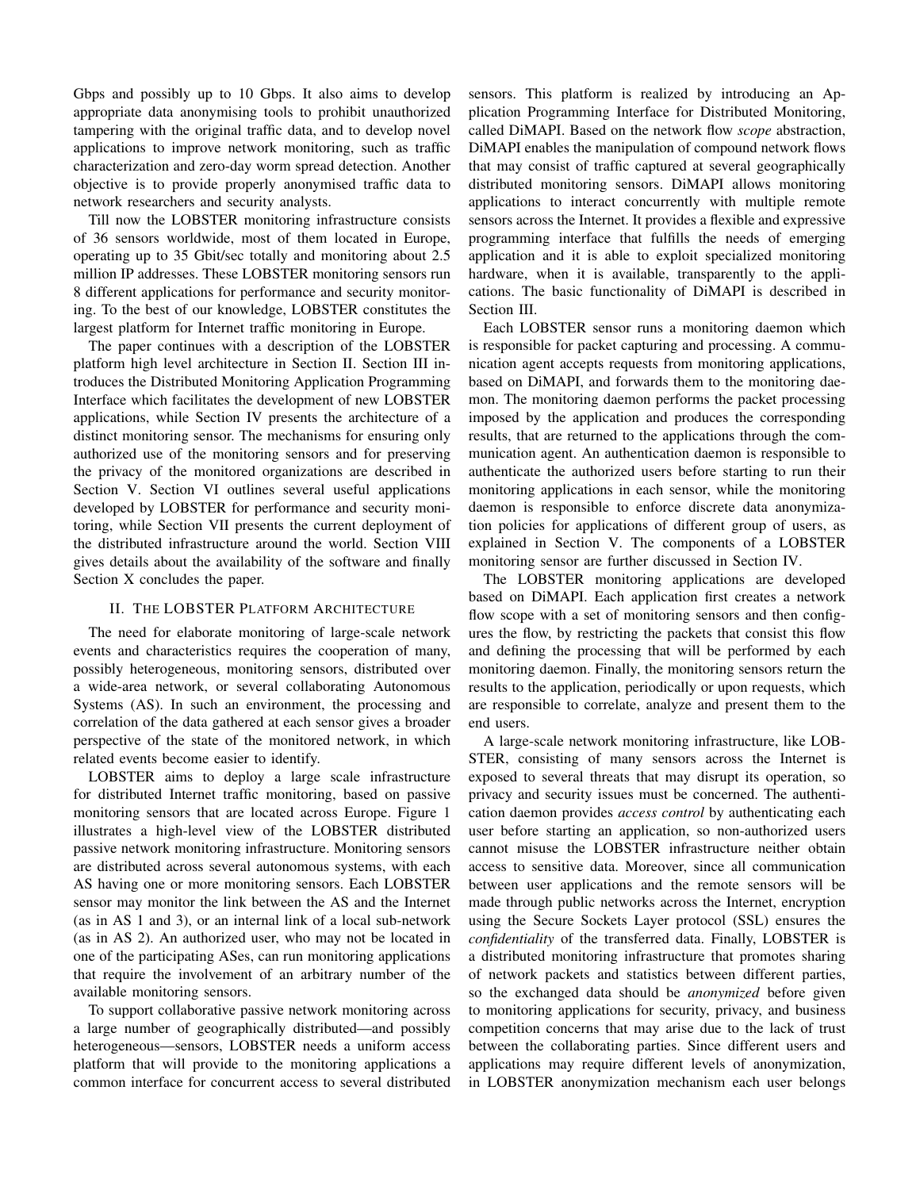Gbps and possibly up to 10 Gbps. It also aims to develop appropriate data anonymising tools to prohibit unauthorized tampering with the original traffic data, and to develop novel applications to improve network monitoring, such as traffic characterization and zero-day worm spread detection. Another objective is to provide properly anonymised traffic data to network researchers and security analysts.

Till now the LOBSTER monitoring infrastructure consists of 36 sensors worldwide, most of them located in Europe, operating up to 35 Gbit/sec totally and monitoring about 2.5 million IP addresses. These LOBSTER monitoring sensors run 8 different applications for performance and security monitoring. To the best of our knowledge, LOBSTER constitutes the largest platform for Internet traffic monitoring in Europe.

The paper continues with a description of the LOBSTER platform high level architecture in Section II. Section III introduces the Distributed Monitoring Application Programming Interface which facilitates the development of new LOBSTER applications, while Section IV presents the architecture of a distinct monitoring sensor. The mechanisms for ensuring only authorized use of the monitoring sensors and for preserving the privacy of the monitored organizations are described in Section V. Section VI outlines several useful applications developed by LOBSTER for performance and security monitoring, while Section VII presents the current deployment of the distributed infrastructure around the world. Section VIII gives details about the availability of the software and finally Section X concludes the paper.

## II. The LOBSTER Platform Architecture

The need for elaborate monitoring of large-scale network events and characteristics requires the cooperation of many, possibly heterogeneous, monitoring sensors, distributed over a wide-area network, or several collaborating Autonomous Systems (AS). In such an environment, the processing and correlation of the data gathered at each sensor gives a broader perspective of the state of the monitored network, in which related events become easier to identify.

LOBSTER aims to deploy a large scale infrastructure for distributed Internet traffic monitoring, based on passive monitoring sensors that are located across Europe. Figure 1 illustrates a high-level view of the LOBSTER distributed passive network monitoring infrastructure. Monitoring sensors are distributed across several autonomous systems, with each AS having one or more monitoring sensors. Each LOBSTER sensor may monitor the link between the AS and the Internet (as in AS 1 and 3), or an internal link of a local sub-network (as in AS 2). An authorized user, who may not be located in one of the participating ASes, can run monitoring applications that require the involvement of an arbitrary number of the available monitoring sensors.

To support collaborative passive network monitoring across a large number of geographically distributed—and possibly heterogeneous—sensors, LOBSTER needs a uniform access platform that will provide to the monitoring applications a common interface for concurrent access to several distributed sensors. This platform is realized by introducing an Application Programming Interface for Distributed Monitoring, called DiMAPI. Based on the network flow *scope* abstraction, DiMAPI enables the manipulation of compound network flows that may consist of traffic captured at several geographically distributed monitoring sensors. DiMAPI allows monitoring applications to interact concurrently with multiple remote sensors across the Internet. It provides a flexible and expressive programming interface that fulfills the needs of emerging application and it is able to exploit specialized monitoring hardware, when it is available, transparently to the applications. The basic functionality of DiMAPI is described in Section III.

Each LOBSTER sensor runs a monitoring daemon which is responsible for packet capturing and processing. A communication agent accepts requests from monitoring applications, based on DiMAPI, and forwards them to the monitoring daemon. The monitoring daemon performs the packet processing imposed by the application and produces the corresponding results, that are returned to the applications through the communication agent. An authentication daemon is responsible to authenticate the authorized users before starting to run their monitoring applications in each sensor, while the monitoring daemon is responsible to enforce discrete data anonymization policies for applications of different group of users, as explained in Section V. The components of a LOBSTER monitoring sensor are further discussed in Section IV.

The LOBSTER monitoring applications are developed based on DiMAPI. Each application first creates a network flow scope with a set of monitoring sensors and then configures the flow, by restricting the packets that consist this flow and defining the processing that will be performed by each monitoring daemon. Finally, the monitoring sensors return the results to the application, periodically or upon requests, which are responsible to correlate, analyze and present them to the end users.

A large-scale network monitoring infrastructure, like LOBSTER, consisting of many sensors across the Internet is exposed to several threats that may disrupt its operation, so privacy and security issues must be concerned. The authentication daemon provides *access control* by authenticating each user before starting an application, so non-authorized users cannot misuse the LOBSTER infrastructure neither obtain access to sensitive data. Moreover, since all communication between user applications and the remote sensors will be made through public networks across the Internet, encryption using the Secure Sockets Layer protocol (SSL) ensures the *confidentiality* of the transferred data. Finally, LOBSTER is a distributed monitoring infrastructure that promotes sharing of network packets and statistics between different parties, so the exchanged data should be *anonymized* before given to monitoring applications for security, privacy, and business competition concerns that may arise due to the lack of trust between the collaborating parties. Since different users and applications may require different levels of anonymization, in LOBSTER anonymization mechanism each user belongs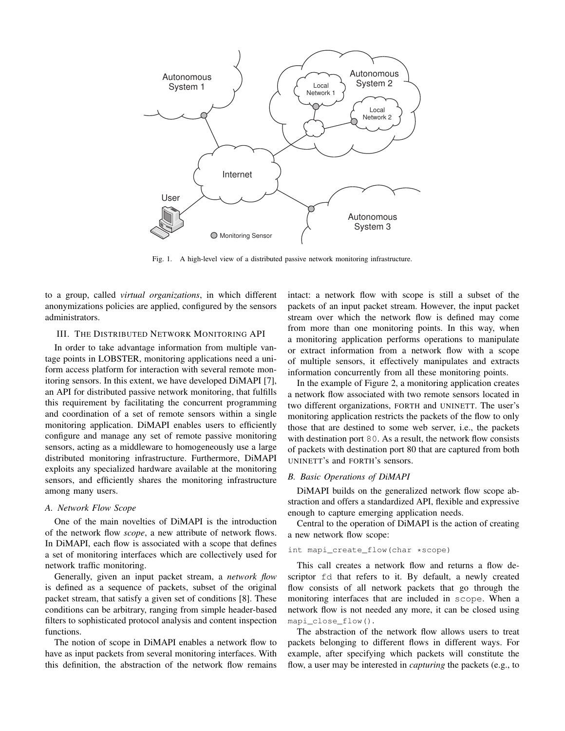Fig. 1. A high-level view of a distributed passive network monitoring infrastructure.

to a group, called *virtual organizations*, in which different anonymizations policies are applied, configured by the sensors administrators.

## III. The Distributed Network Monitoring API

In order to take advantage information from multiple vantage points in LOBSTER, monitoring applications need a uniform access platform for interaction with several remote monitoring sensors. In this extent, we have developed DiMAPI [7], an API for distributed passive network monitoring, that fulfills this requirement by facilitating the concurrent programming and coordination of a set of remote sensors within a single monitoring application. DiMAPI enables users to efficiently configure and manage any set of remote passive monitoring sensors, acting as a middleware to homogeneously use a large distributed monitoring infrastructure. Furthermore, DiMAPI exploits any specialized hardware available at the monitoring sensors, and efficiently shares the monitoring infrastructure among many users.

### A. Network Flow Scope

One of the main novelties of DiMAPI is the introduction of the network flow *scope*, a new attribute of network flows. In DiMAPI, each flow is associated with a scope that defines a set of monitoring interfaces which are collectively used for network traffic monitoring.

Generally, given an input packet stream, a *network flow* is defined as a sequence of packets, subset of the original packet stream, that satisfy a given set of conditions [8]. These conditions can be arbitrary, ranging from simple header-based filters to sophisticated protocol analysis and content inspection functions.

The notion of scope in DiMAPI enables a network flow to have as input packets from several monitoring interfaces. With this definition, the abstraction of the network flow remains intact: a network flow with scope is still a subset of the packets of an input packet stream. However, the input packet stream over which the network flow is defined may come from more than one monitoring points. In this way, when a monitoring application performs operations to manipulate or extract information from a network flow with a scope of multiple sensors, it effectively manipulates and extracts information concurrently from all these monitoring points.

In the example of Figure 2, a monitoring application creates a network flow associated with two remote sensors located in two different organizations, FORTH and UNINETT. The user's monitoring application restricts the packets of the flow to only those that are destined to some web server, i.e., the packets with destination port `80`. As a result, the network flow consists of packets with destination port 80 that are captured from both UNINETT's and FORTH's sensors.

### B. Basic Operations of DiMAPI

DiMAPI builds on the generalized network flow scope abstraction and offers a standardized API, flexible and expressive enough to capture emerging application needs.

Central to the operation of DiMAPI is the action of creating a new network flow scope:

```
int mapi_create_flow(char *scope)
```

This call creates a network flow and returns a flow descriptor `fd` that refers to it. By default, a newly created flow consists of all network packets that go through the monitoring interfaces that are included in `scope`. When a network flow is not needed any more, it can be closed using `mapi_close_flow()`.

The abstraction of the network flow allows users to treat packets belonging to different flows in different ways. For example, after specifying which packets will constitute the flow, a user may be interested in *capturing* the packets (e.g., to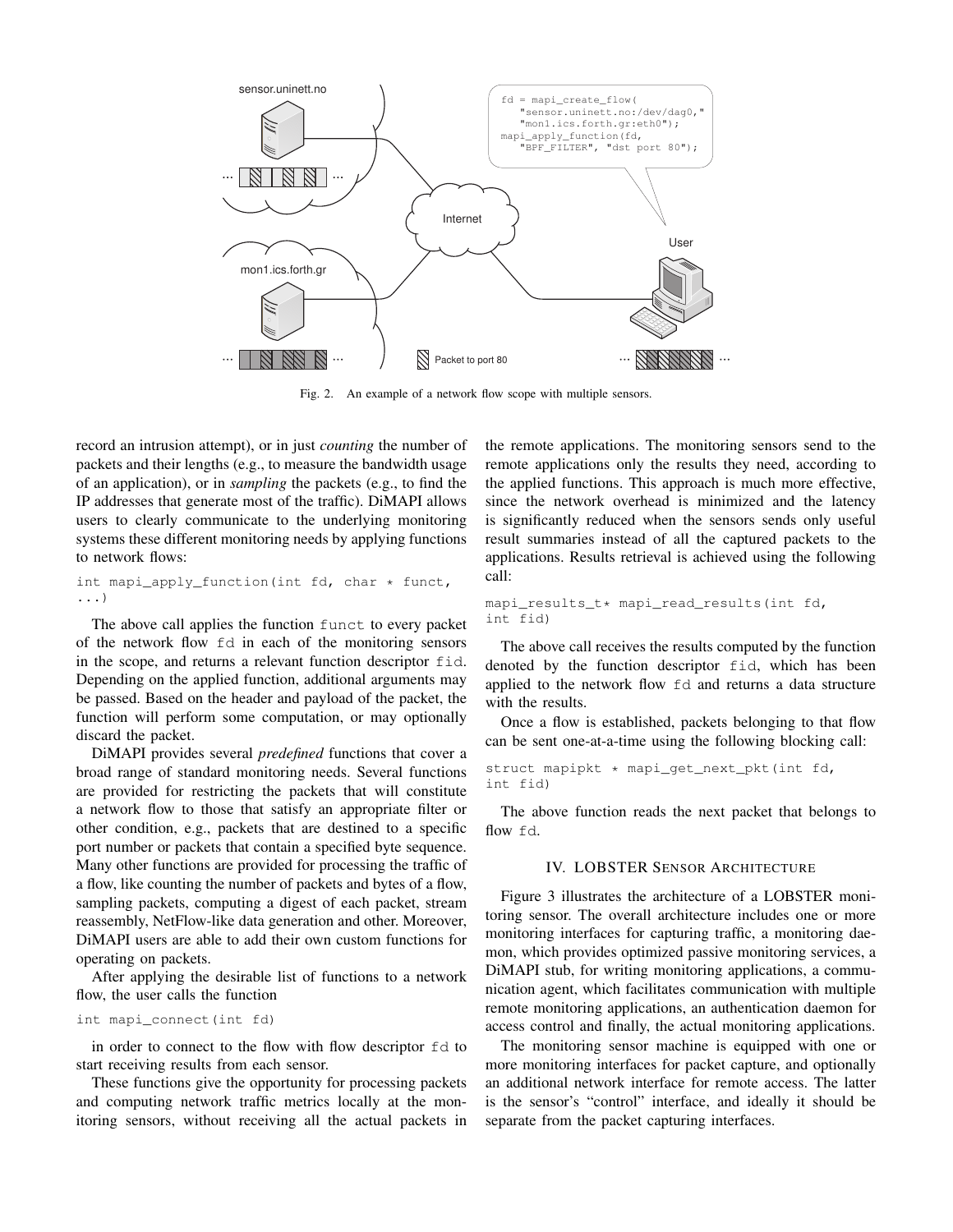Fig. 2. An example of a network flow scope with multiple sensors.

record an intrusion attempt), or in just *counting* the number of packets and their lengths (e.g., to measure the bandwidth usage of an application), or in *sampling* the packets (e.g., to find the IP addresses that generate most of the traffic). DiMAPI allows users to clearly communicate to the underlying monitoring systems these different monitoring needs by applying functions to network flows:

```
int mapi_apply_function(int fd, char * funct,
...)
```

The above call applies the function `funct` to every packet of the network flow `fd` in each of the monitoring sensors in the scope, and returns a relevant function descriptor `fid`. Depending on the applied function, additional arguments may be passed. Based on the header and payload of the packet, the function will perform some computation, or may optionally discard the packet.

DiMAPI provides several *predefined* functions that cover a broad range of standard monitoring needs. Several functions are provided for restricting the packets that will constitute a network flow to those that satisfy an appropriate filter or other condition, e.g., packets that are destined to a specific port number or packets that contain a specified byte sequence. Many other functions are provided for processing the traffic of a flow, like counting the number of packets and bytes of a flow, sampling packets, computing a digest of each packet, stream reassembly, NetFlow-like data generation and other. Moreover, DiMAPI users are able to add their own custom functions for operating on packets.

After applying the desirable list of functions to a network flow, the user calls the function

```
int mapi_connect(int fd)
```

in order to connect to the flow with flow descriptor `fd` to start receiving results from each sensor.

These functions give the opportunity for processing packets and computing network traffic metrics locally at the monitoring sensors, without receiving all the actual packets in the remote applications. The monitoring sensors send to the remote applications only the results they need, according to the applied functions. This approach is much more effective, since the network overhead is minimized and the latency is significantly reduced when the sensors sends only useful result summaries instead of all the captured packets to the applications. Results retrieval is achieved using the following call:

```
mapi_results_t* mapi_read_results(int fd,
int fid)
```

The above call receives the results computed by the function denoted by the function descriptor `fid`, which has been applied to the network flow `fd` and returns a data structure with the results.

Once a flow is established, packets belonging to that flow can be sent one-at-a-time using the following blocking call:

```
struct mapipkt * mapi_get_next_pkt(int fd,
int fid)
```

The above function reads the next packet that belongs to flow `fd`.

## IV. LOBSTER Sensor Architecture

Figure 3 illustrates the architecture of a LOBSTER monitoring sensor. The overall architecture includes one or more monitoring interfaces for capturing traffic, a monitoring daemon, which provides optimized passive monitoring services, a DiMAPI stub, for writing monitoring applications, a communication agent, which facilitates communication with multiple remote monitoring applications, an authentication daemon for access control and finally, the actual monitoring applications.

The monitoring sensor machine is equipped with one or more monitoring interfaces for packet capture, and optionally an additional network interface for remote access. The latter is the sensor's "control" interface, and ideally it should be separate from the packet capturing interfaces.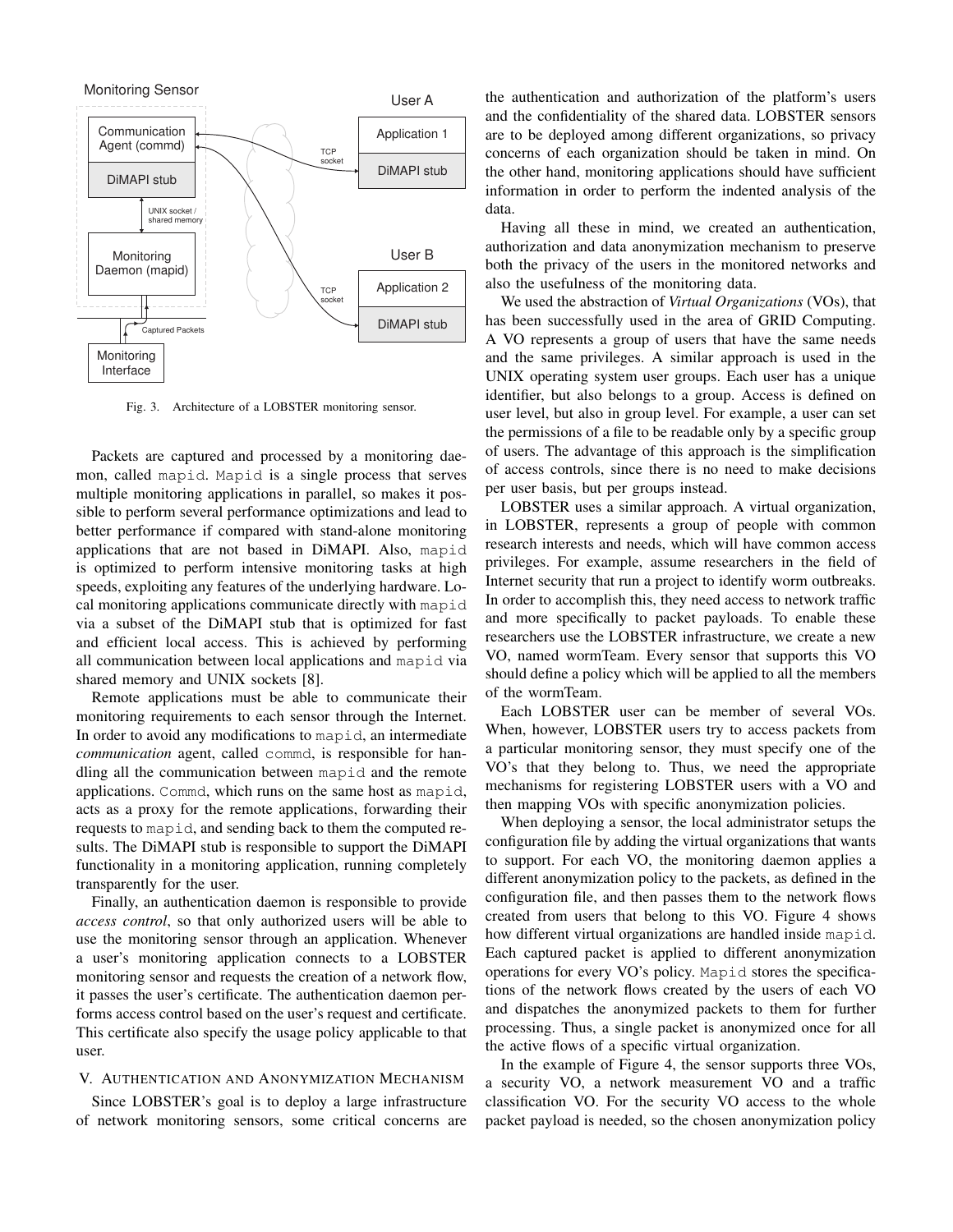Fig. 3. Architecture of a LOBSTER monitoring sensor.

Packets are captured and processed by a monitoring daemon, called `mapid`. `Mapid` is a single process that serves multiple monitoring applications in parallel, so makes it possible to perform several performance optimizations and lead to better performance if compared with stand-alone monitoring applications that are not based in DiMAPI. Also, `mapid` is optimized to perform intensive monitoring tasks at high speeds, exploiting any features of the underlying hardware. Local monitoring applications communicate directly with `mapid` via a subset of the DiMAPI stub that is optimized for fast and efficient local access. This is achieved by performing all communication between local applications and `mapid` via shared memory and UNIX sockets [8].

Remote applications must be able to communicate their monitoring requirements to each sensor through the Internet. In order to avoid any modifications to `mapid`, an intermediate *communication* agent, called `commd`, is responsible for handling all the communication between `mapid` and the remote applications. `Commd`, which runs on the same host as `mapid`, acts as a proxy for the remote applications, forwarding their requests to `mapid`, and sending back to them the computed results. The DiMAPI stub is responsible to support the DiMAPI functionality in a monitoring application, running completely transparently for the user.

Finally, an authentication daemon is responsible to provide *access control*, so that only authorized users will be able to use the monitoring sensor through an application. Whenever a user's monitoring application connects to a LOBSTER monitoring sensor and requests the creation of a network flow, it passes the user's certificate. The authentication daemon performs access control based on the user's request and certificate. This certificate also specify the usage policy applicable to that user.

## V. Authentication and Anonymization Mechanism

Since LOBSTER's goal is to deploy a large infrastructure of network monitoring sensors, some critical concerns are the authentication and authorization of the platform's users and the confidentiality of the shared data. LOBSTER sensors are to be deployed among different organizations, so privacy concerns of each organization should be taken in mind. On the other hand, monitoring applications should have sufficient information in order to perform the indented analysis of the data.

Having all these in mind, we created an authentication, authorization and data anonymization mechanism to preserve both the privacy of the users in the monitored networks and also the usefulness of the monitoring data.

We used the abstraction of *Virtual Organizations* (VOs), that has been successfully used in the area of GRID Computing. A VO represents a group of users that have the same needs and the same privileges. A similar approach is used in the UNIX operating system user groups. Each user has a unique identifier, but also belongs to a group. Access is defined on user level, but also in group level. For example, a user can set the permissions of a file to be readable only by a specific group of users. The advantage of this approach is the simplification of access controls, since there is no need to make decisions per user basis, but per groups instead.

LOBSTER uses a similar approach. A virtual organization, in LOBSTER, represents a group of people with common research interests and needs, which will have common access privileges. For example, assume researchers in the field of Internet security that run a project to identify worm outbreaks. In order to accomplish this, they need access to network traffic and more specifically to packet payloads. To enable these researchers use the LOBSTER infrastructure, we create a new VO, named wormTeam. Every sensor that supports this VO should define a policy which will be applied to all the members of the wormTeam.

Each LOBSTER user can be member of several VOs. When, however, LOBSTER users try to access packets from a particular monitoring sensor, they must specify one of the VO's that they belong to. Thus, we need the appropriate mechanisms for registering LOBSTER users with a VO and then mapping VOs with specific anonymization policies.

When deploying a sensor, the local administrator setups the configuration file by adding the virtual organizations that wants to support. For each VO, the monitoring daemon applies a different anonymization policy to the packets, as defined in the configuration file, and then passes them to the network flows created from users that belong to this VO. Figure 4 shows how different virtual organizations are handled inside `mapid`. Each captured packet is applied to different anonymization operations for every VO's policy. `Mapid` stores the specifications of the network flows created by the users of each VO and dispatches the anonymized packets to them for further processing. Thus, a single packet is anonymized once for all the active flows of a specific virtual organization.

In the example of Figure 4, the sensor supports three VOs, a security VO, a network measurement VO and a traffic classification VO. For the security VO access to the whole packet payload is needed, so the chosen anonymization policy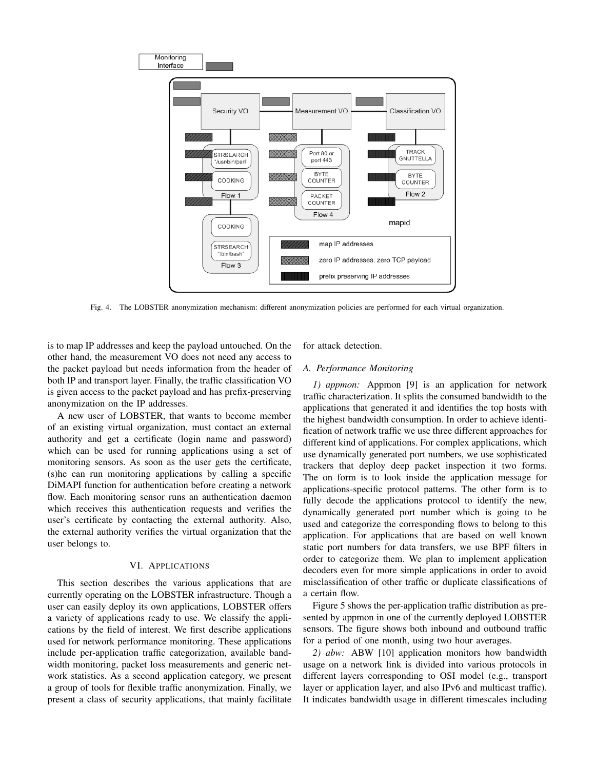Fig. 4. The LOBSTER anonymization mechanism: different anonymization policies are performed for each virtual organization.

is to map IP addresses and keep the payload untouched. On the other hand, the measurement VO does not need any access to the packet payload but needs information from the header of both IP and transport layer. Finally, the traffic classification VO is given access to the packet payload and has prefix-preserving anonymization on the IP addresses.

A new user of LOBSTER, that wants to become member of an existing virtual organization, must contact an external authority and get a certificate (login name and password) which can be used for running applications using a set of monitoring sensors. As soon as the user gets the certificate, (s)he can run monitoring applications by calling a specific DiMAPI function for authentication before creating a network flow. Each monitoring sensor runs an authentication daemon which receives this authentication requests and verifies the user's certificate by contacting the external authority. Also, the external authority verifies the virtual organization that the user belongs to.

## VI. Applications

This section describes the various applications that are currently operating on the LOBSTER infrastructure. Though a user can easily deploy its own applications, LOBSTER offers a variety of applications ready to use. We classify the applications by the field of interest. We first describe applications used for network performance monitoring. These applications include per-application traffic categorization, available bandwidth monitoring, packet loss measurements and generic network statistics. As a second application category, we present a group of tools for flexible traffic anonymization. Finally, we present a class of security applications, that mainly facilitate for attack detection.

### A. Performance Monitoring

*1) appmon:* Appmon [9] is an application for network traffic characterization. It splits the consumed bandwidth to the applications that generated it and identifies the top hosts with the highest bandwidth consumption. In order to achieve identification of network traffic we use three different approaches for different kind of applications. For complex applications, which use dynamically generated port numbers, we use sophisticated trackers that deploy deep packet inspection it two forms. The on form is to look inside the application message for applications-specific protocol patterns. The other form is to fully decode the applications protocol to identify the new, dynamically generated port number which is going to be used and categorize the corresponding flows to belong to this application. For applications that are based on well known static port numbers for data transfers, we use BPF filters in order to categorize them. We plan to implement application decoders even for more simple applications in order to avoid misclassification of other traffic or duplicate classifications of a certain flow.

Figure 5 shows the per-application traffic distribution as presented by appmon in one of the currently deployed LOBSTER sensors. The figure shows both inbound and outbound traffic for a period of one month, using two hour averages.

*2) abw:* ABW [10] application monitors how bandwidth usage on a network link is divided into various protocols in different layers corresponding to OSI model (e.g., transport layer or application layer, and also IPv6 and multicast traffic). It indicates bandwidth usage in different timescales including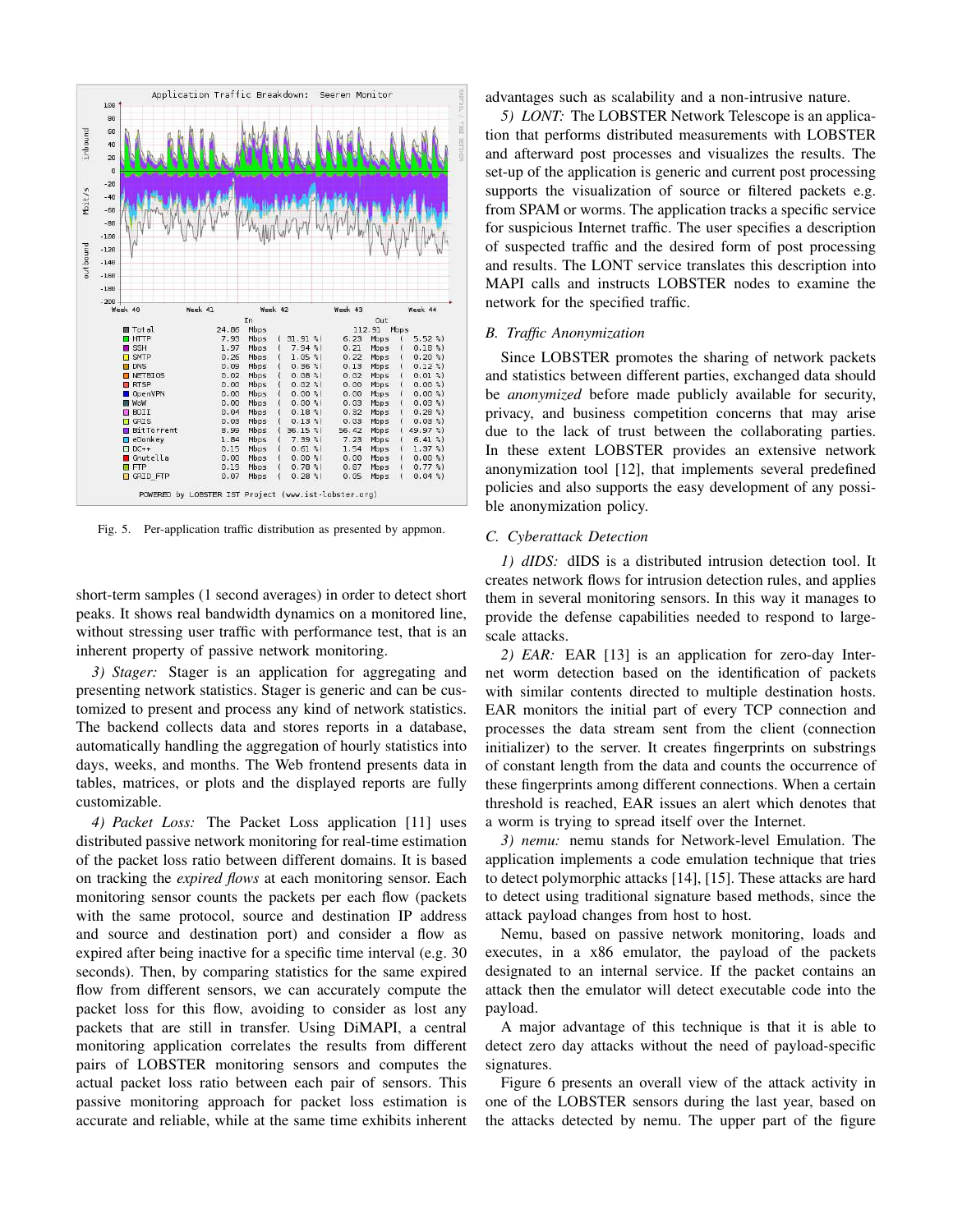Fig. 5. Per-application traffic distribution as presented by appmon.

short-term samples (1 second averages) in order to detect short peaks. It shows real bandwidth dynamics on a monitored line, without stressing user traffic with performance test, that is an inherent property of passive network monitoring.

*3) Stager:* Stager is an application for aggregating and presenting network statistics. Stager is generic and can be customized to present and process any kind of network statistics. The backend collects data and stores reports in a database, automatically handling the aggregation of hourly statistics into days, weeks, and months. The Web frontend presents data in tables, matrices, or plots and the displayed reports are fully customizable.

*4) Packet Loss:* The Packet Loss application [11] uses distributed passive network monitoring for real-time estimation of the packet loss ratio between different domains. It is based on tracking the *expired flows* at each monitoring sensor. Each monitoring sensor counts the packets per each flow (packets with the same protocol, source and destination IP address and source and destination port) and consider a flow as expired after being inactive for a specific time interval (e.g. 30 seconds). Then, by comparing statistics for the same expired flow from different sensors, we can accurately compute the packet loss for this flow, avoiding to consider as lost any packets that are still in transfer. Using DiMAPI, a central monitoring application correlates the results from different pairs of LOBSTER monitoring sensors and computes the actual packet loss ratio between each pair of sensors. This passive monitoring approach for packet loss estimation is accurate and reliable, while at the same time exhibits inherent advantages such as scalability and a non-intrusive nature.

*5) LONT:* The LOBSTER Network Telescope is an application that performs distributed measurements with LOBSTER and afterward post processes and visualizes the results. The set-up of the application is generic and current post processing supports the visualization of source or filtered packets e.g. from SPAM or worms. The application tracks a specific service for suspicious Internet traffic. The user specifies a description of suspected traffic and the desired form of post processing and results. The LONT service translates this description into MAPI calls and instructs LOBSTER nodes to examine the network for the specified traffic.

### B. Traffic Anonymization

Since LOBSTER promotes the sharing of network packets and statistics between different parties, exchanged data should be *anonymized* before made publicly available for security, privacy, and business competition concerns that may arise due to the lack of trust between the collaborating parties. In these extent LOBSTER provides an extensive network anonymization tool [12], that implements several predefined policies and also supports the easy development of any possible anonymization policy.

### C. Cyberattack Detection

*1) dIDS:* dIDS is a distributed intrusion detection tool. It creates network flows for intrusion detection rules, and applies them in several monitoring sensors. In this way it manages to provide the defense capabilities needed to respond to large-scale attacks.

*2) EAR:* EAR [13] is an application for zero-day Internet worm detection based on the identification of packets with similar contents directed to multiple destination hosts. EAR monitors the initial part of every TCP connection and processes the data stream sent from the client (connection initializer) to the server. It creates fingerprints on substrings of constant length from the data and counts the occurrence of these fingerprints among different connections. When a certain threshold is reached, EAR issues an alert which denotes that a worm is trying to spread itself over the Internet.

*3) nemu:* nemu stands for Network-level Emulation. The application implements a code emulation technique that tries to detect polymorphic attacks [14], [15]. These attacks are hard to detect using traditional signature based methods, since the attack payload changes from host to host.

Nemu, based on passive network monitoring, loads and executes, in a x86 emulator, the payload of the packets designated to an internal service. If the packet contains an attack then the emulator will detect executable code into the payload.

A major advantage of this technique is that it is able to detect zero day attacks without the need of payload-specific signatures.

Figure 6 presents an overall view of the attack activity in one of the LOBSTER sensors during the last year, based on the attacks detected by nemu. The upper part of the figure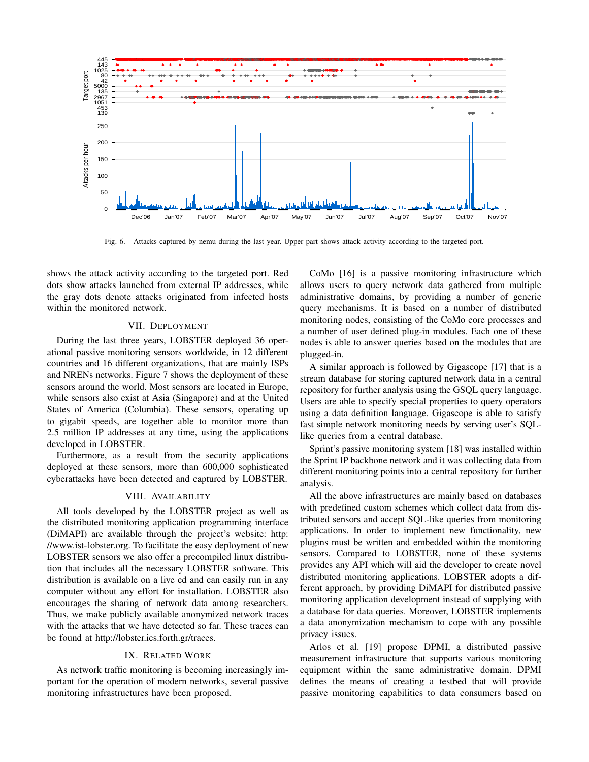Fig. 6. Attacks captured by nemu during the last year. Upper part shows attack activity according to the targeted port.

shows the attack activity according to the targeted port. Red dots show attacks launched from external IP addresses, while the gray dots denote attacks originated from infected hosts within the monitored network.

## VII. Deployment

During the last three years, LOBSTER deployed 36 operational passive monitoring sensors worldwide, in 12 different countries and 16 different organizations, that are mainly ISPs and NRENs networks. Figure 7 shows the deployment of these sensors around the world. Most sensors are located in Europe, while sensors also exist at Asia (Singapore) and at the United States of America (Columbia). These sensors, operating up to gigabit speeds, are together able to monitor more than 2.5 million IP addresses at any time, using the applications developed in LOBSTER.

Furthermore, as a result from the security applications deployed at these sensors, more than 600,000 sophisticated cyberattacks have been detected and captured by LOBSTER.

## VIII. Availability

All tools developed by the LOBSTER project as well as the distributed monitoring application programming interface (DiMAPI) are available through the project's website: http://www.ist-lobster.org. To facilitate the easy deployment of new LOBSTER sensors we also offer a precompiled linux distribution that includes all the necessary LOBSTER software. This distribution is available on a live cd and can easily run in any computer without any effort for installation. LOBSTER also encourages the sharing of network data among researchers. Thus, we make publicly available anonymized network traces with the attacks that we have detected so far. These traces can be found at http://lobster.ics.forth.gr/traces.

## IX. Related Work

As network traffic monitoring is becoming increasingly important for the operation of modern networks, several passive monitoring infrastructures have been proposed.

CoMo [16] is a passive monitoring infrastructure which allows users to query network data gathered from multiple administrative domains, by providing a number of generic query mechanisms. It is based on a number of distributed monitoring nodes, consisting of the CoMo core processes and a number of user defined plug-in modules. Each one of these nodes is able to answer queries based on the modules that are plugged-in.

A similar approach is followed by Gigascope [17] that is a stream database for storing captured network data in a central repository for further analysis using the GSQL query language. Users are able to specify special properties to query operators using a data definition language. Gigascope is able to satisfy fast simple network monitoring needs by serving user's SQL-like queries from a central database.

Sprint's passive monitoring system [18] was installed within the Sprint IP backbone network and it was collecting data from different monitoring points into a central repository for further analysis.

All the above infrastructures are mainly based on databases with predefined custom schemes which collect data from distributed sensors and accept SQL-like queries from monitoring applications. In order to implement new functionality, new plugins must be written and embedded within the monitoring sensors. Compared to LOBSTER, none of these systems provides any API which will aid the developer to create novel distributed monitoring applications. LOBSTER adopts a different approach, by providing DiMAPI for distributed passive monitoring application development instead of supplying with a database for data queries. Moreover, LOBSTER implements a data anonymization mechanism to cope with any possible privacy issues.

Arlos et al. [19] propose DPMI, a distributed passive measurement infrastructure that supports various monitoring equipment within the same administrative domain. DPMI defines the means of creating a testbed that will provide passive monitoring capabilities to data consumers based on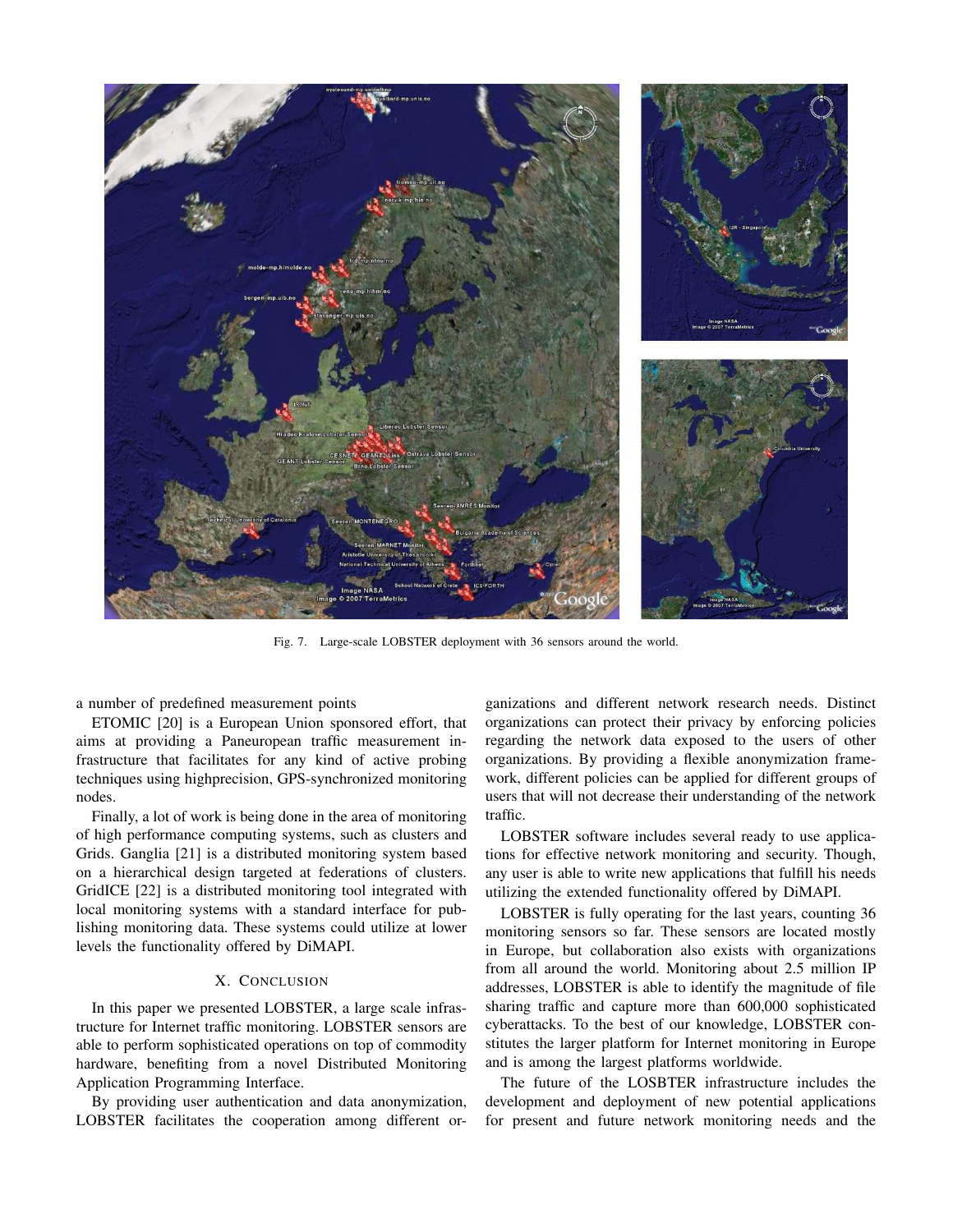Fig. 7. Large-scale LOBSTER deployment with 36 sensors around the world.

a number of predefined measurement points

ETOMIC [20] is a European Union sponsored effort, that aims at providing a Paneuropean traffic measurement infrastructure that facilitates for any kind of active probing techniques using highprecision, GPS-synchronized monitoring nodes.

Finally, a lot of work is being done in the area of monitoring of high performance computing systems, such as clusters and Grids. Ganglia [21] is a distributed monitoring system based on a hierarchical design targeted at federations of clusters. GridICE [22] is a distributed monitoring tool integrated with local monitoring systems with a standard interface for publishing monitoring data. These systems could utilize at lower levels the functionality offered by DiMAPI.

## X. Conclusion

In this paper we presented LOBSTER, a large scale infrastructure for Internet traffic monitoring. LOBSTER sensors are able to perform sophisticated operations on top of commodity hardware, benefiting from a novel Distributed Monitoring Application Programming Interface.

By providing user authentication and data anonymization, LOBSTER facilitates the cooperation among different organizations and different network research needs. Distinct organizations can protect their privacy by enforcing policies regarding the network data exposed to the users of other organizations. By providing a flexible anonymization framework, different policies can be applied for different groups of users that will not decrease their understanding of the network traffic.

LOBSTER software includes several ready to use applications for effective network monitoring and security. Though, any user is able to write new applications that fulfill his needs utilizing the extended functionality offered by DiMAPI.

LOBSTER is fully operating for the last years, counting 36 monitoring sensors so far. These sensors are located mostly in Europe, but collaboration also exists with organizations from all around the world. Monitoring about 2.5 million IP addresses, LOBSTER is able to identify the magnitude of file sharing traffic and capture more than 600,000 sophisticated cyberattacks. To the best of our knowledge, LOBSTER constitutes the larger platform for Internet monitoring in Europe and is among the largest platforms worldwide.

The future of the LOSBTER infrastructure includes the development and deployment of new potential applications for present and future network monitoring needs and the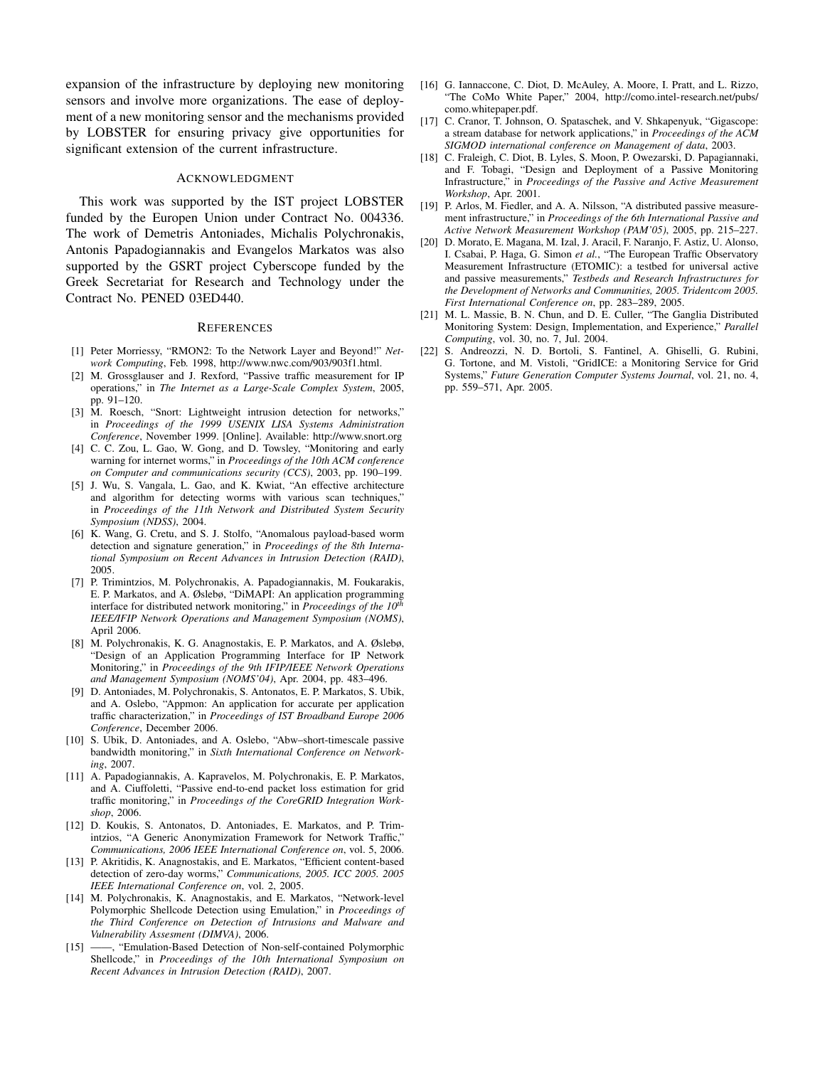expansion of the infrastructure by deploying new monitoring sensors and involve more organizations. The ease of deployment of a new monitoring sensor and the mechanisms provided by LOBSTER for ensuring privacy give opportunities for significant extension of the current infrastructure.

## Acknowledgment

This work was supported by the IST project LOBSTER funded by the Europen Union under Contract No. 004336. The work of Demetris Antoniades, Michalis Polychronakis, Antonis Papadogiannakis and Evangelos Markatos was also supported by the GSRT project Cyberscope funded by the Greek Secretariat for Research and Technology under the Contract No. PENED 03ED440.

## References

[1] Peter Morriessy, "RMON2: To the Network Layer and Beyond!" *Network Computing*, Feb. 1998, http://www.nwc.com/903/903f1.html.

[2] M. Grossglauser and J. Rexford, "Passive traffic measurement for IP operations," in *The Internet as a Large-Scale Complex System*, 2005, pp. 91–120.

[3] M. Roesch, "Snort: Lightweight intrusion detection for networks," in *Proceedings of the 1999 USENIX LISA Systems Administration Conference*, November 1999. [Online]. Available: http://www.snort.org

[4] C. C. Zou, L. Gao, W. Gong, and D. Towsley, "Monitoring and early warning for internet worms," in *Proceedings of the 10th ACM conference on Computer and communications security (CCS)*, 2003, pp. 190–199.

[5] J. Wu, S. Vangala, L. Gao, and K. Kwiat, "An effective architecture and algorithm for detecting worms with various scan techniques," in *Proceedings of the 11th Network and Distributed System Security Symposium (NDSS)*, 2004.

[6] K. Wang, G. Cretu, and S. J. Stolfo, "Anomalous payload-based worm detection and signature generation," in *Proceedings of the 8th International Symposium on Recent Advances in Intrusion Detection (RAID)*, 2005.

[7] P. Trimintzios, M. Polychronakis, A. Papadogiannakis, M. Foukarakis, E. P. Markatos, and A. Øslebø, "DiMAPI: An application programming interface for distributed network monitoring," in *Proceedings of the 10th IEEE/IFIP Network Operations and Management Symposium (NOMS)*, April 2006.

[8] M. Polychronakis, K. G. Anagnostakis, E. P. Markatos, and A. Øslebø, "Design of an Application Programming Interface for IP Network Monitoring," in *Proceedings of the 9th IFIP/IEEE Network Operations and Management Symposium (NOMS'04)*, Apr. 2004, pp. 483–496.

[9] D. Antoniades, M. Polychronakis, S. Antonatos, E. P. Markatos, S. Ubik, and A. Oslebo, "Appmon: An application for accurate per application traffic characterization," in *Proceedings of IST Broadband Europe 2006 Conference*, December 2006.

[10] S. Ubik, D. Antoniades, and A. Oslebo, "Abw–short-timescale passive bandwidth monitoring," in *Sixth International Conference on Networking*, 2007.

[11] A. Papadogiannakis, A. Kapravelos, M. Polychronakis, E. P. Markatos, and A. Ciuffoletti, "Passive end-to-end packet loss estimation for grid traffic monitoring," in *Proceedings of the CoreGRID Integration Workshop*, 2006.

[12] D. Koukis, S. Antonatos, D. Antoniades, E. Markatos, and P. Trimintzios, "A Generic Anonymization Framework for Network Traffic," *Communications, 2006 IEEE International Conference on*, vol. 5, 2006.

[13] P. Akritidis, K. Anagnostakis, and E. Markatos, "Efficient content-based detection of zero-day worms," *Communications, 2005. ICC 2005. 2005 IEEE International Conference on*, vol. 2, 2005.

[14] M. Polychronakis, K. Anagnostakis, and E. Markatos, "Network-level Polymorphic Shellcode Detection using Emulation," in *Proceedings of the Third Conference on Detection of Intrusions and Malware and Vulnerability Assesment (DIMVA)*, 2006.

[15] ——, "Emulation-Based Detection of Non-self-contained Polymorphic Shellcode," in *Proceedings of the 10th International Symposium on Recent Advances in Intrusion Detection (RAID)*, 2007.

[16] G. Iannaccone, C. Diot, D. McAuley, A. Moore, I. Pratt, and L. Rizzo, "The CoMo White Paper," 2004, http://como.intel-research.net/pubs/como.whitepaper.pdf.

[17] C. Cranor, T. Johnson, O. Spataschek, and V. Shkapenyuk, "Gigascope: a stream database for network applications," in *Proceedings of the ACM SIGMOD international conference on Management of data*, 2003.

[18] C. Fraleigh, C. Diot, B. Lyles, S. Moon, P. Owezarski, D. Papagiannaki, and F. Tobagi, "Design and Deployment of a Passive Monitoring Infrastructure," in *Proceedings of the Passive and Active Measurement Workshop*, Apr. 2001.

[19] P. Arlos, M. Fiedler, and A. A. Nilsson, "A distributed passive measurement infrastructure," in *Proceedings of the 6th International Passive and Active Network Measurement Workshop (PAM'05)*, 2005, pp. 215–227.

[20] D. Morato, E. Magana, M. Izal, J. Aracil, F. Naranjo, F. Astiz, U. Alonso, I. Csabai, P. Haga, G. Simon *et al.*, "The European Traffic Observatory Measurement Infrastructure (ETOMIC): a testbed for universal active and passive measurements," *Testbeds and Research Infrastructures for the Development of Networks and Communities, 2005. Tridentcom 2005. First International Conference on*, pp. 283–289, 2005.

[21] M. L. Massie, B. N. Chun, and D. E. Culler, "The Ganglia Distributed Monitoring System: Design, Implementation, and Experience," *Parallel Computing*, vol. 30, no. 7, Jul. 2004.

[22] S. Andreozzi, N. D. Bortoli, S. Fantinel, A. Ghiselli, G. Rubini, G. Tortone, and M. Vistoli, "GridICE: a Monitoring Service for Grid Systems," *Future Generation Computer Systems Journal*, vol. 21, no. 4, pp. 559–571, Apr. 2005.